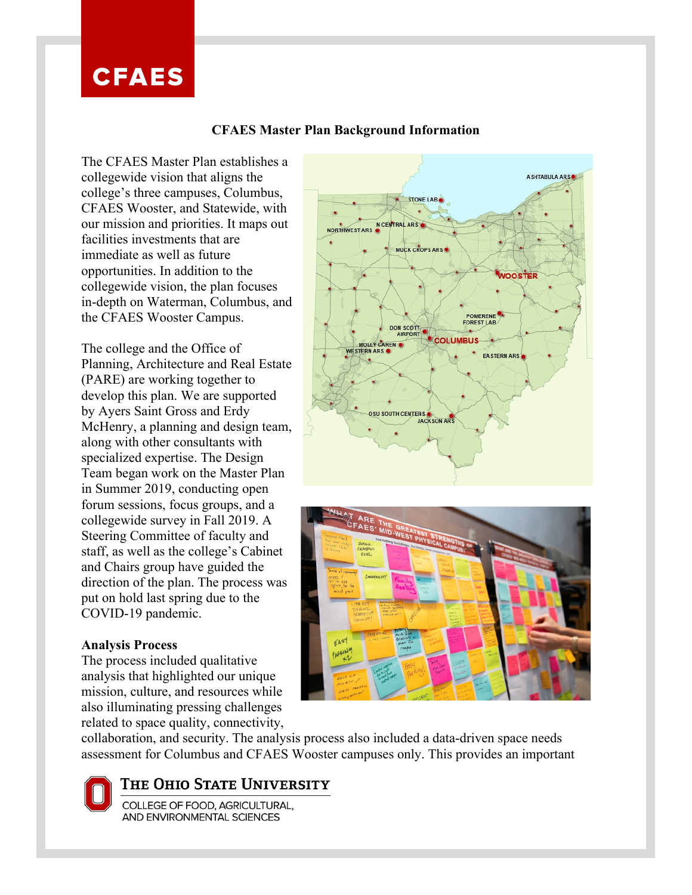# CFAES Master Plan Background Information

The CFAES Master Plan establishes a collegewide vision that aligns the college's three campuses, Columbus, CFAES Wooster, and Statewide, with our mission and priorities. It maps out facilities investments that are immediate as well as future opportunities. In addition to the collegewide vision, the plan focuses in-depth on Waterman, Columbus, and the CFAES Wooster Campus.

The college and the Office of Planning, Architecture and Real Estate (PARE) are working together to develop this plan. We are supported by Ayers Saint Gross and Erdy McHenry, a planning and design team, along with other consultants with specialized expertise. The Design Team began work on the Master Plan in Summer 2019, conducting open forum sessions, focus groups, and a collegewide survey in Fall 2019. A Steering Committee of faculty and staff, as well as the college's Cabinet and Chairs group have guided the direction of the plan. The process was put on hold last spring due to the COVID-19 pandemic.

**Analysis Process**

The process included qualitative analysis that highlighted our unique mission, culture, and resources while also illuminating pressing challenges related to space quality, connectivity, collaboration, and security. The analysis process also included a data-driven space needs assessment for Columbus and CFAES Wooster campuses only. This provides an important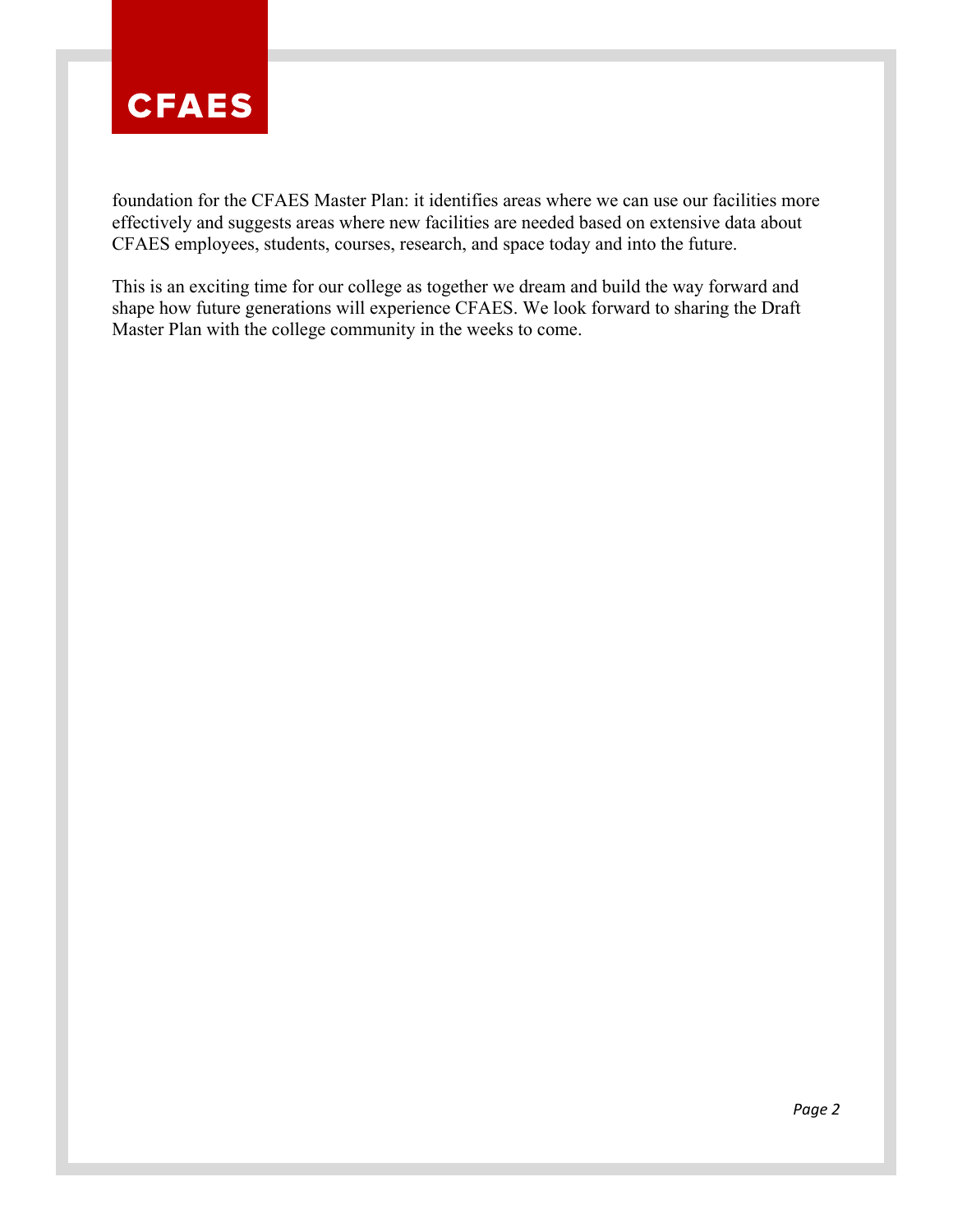foundation for the CFAES Master Plan: it identifies areas where we can use our facilities more effectively and suggests areas where new facilities are needed based on extensive data about CFAES employees, students, courses, research, and space today and into the future.

This is an exciting time for our college as together we dream and build the way forward and shape how future generations will experience CFAES. We look forward to sharing the Draft Master Plan with the college community in the weeks to come.